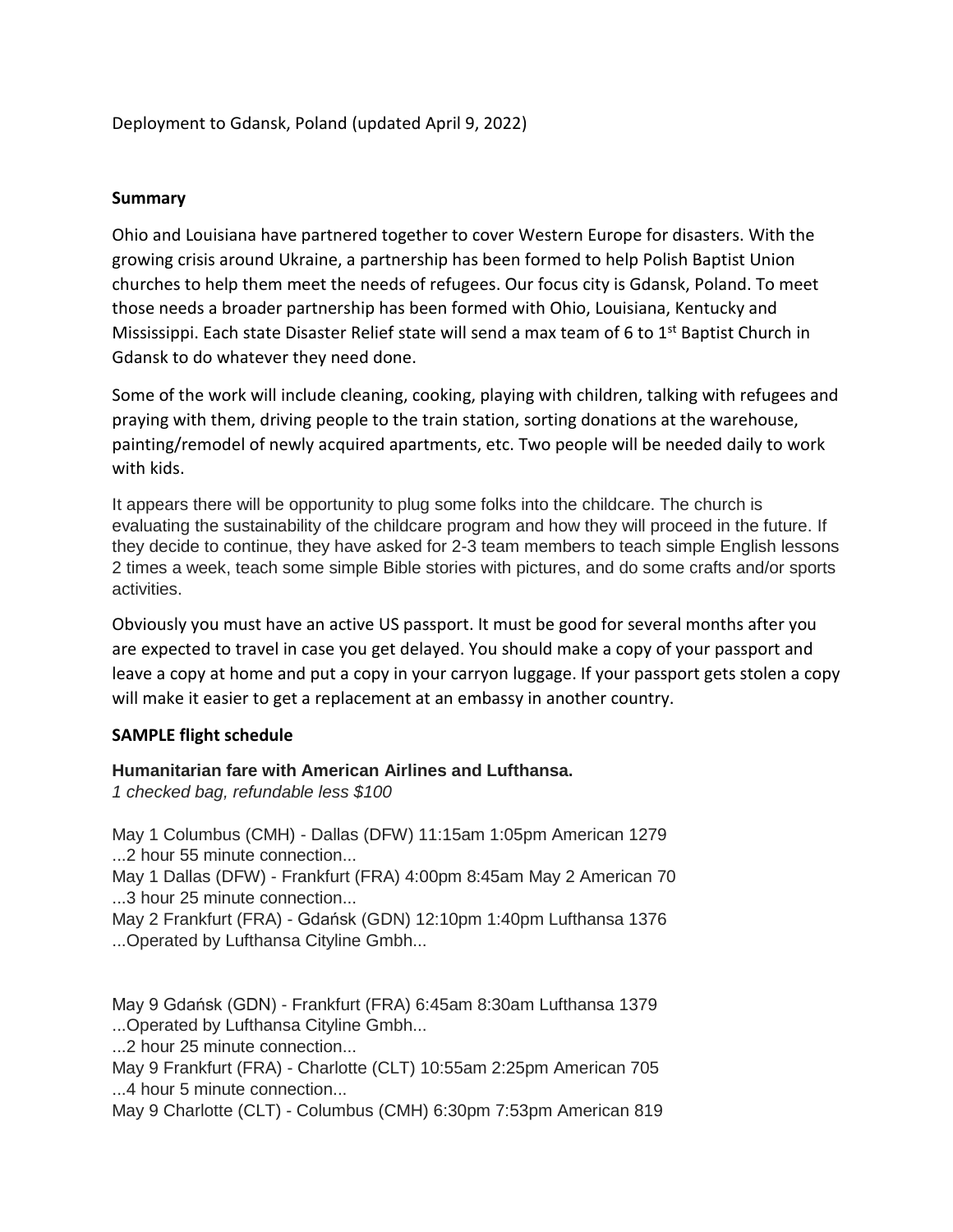Deployment to Gdansk, Poland (updated April 9, 2022)

## Summary

Ohio and Louisiana have partnered together to cover Western Europe for disasters. With the growing crisis around Ukraine, a partnership has been formed to help Polish Baptist Union churches to help them meet the needs of refugees. Our focus city is Gdansk, Poland. To meet those needs a broader partnership has been formed with Ohio, Louisiana, Kentucky and Mississippi. Each state Disaster Relief state will send a max team of 6 to 1st Baptist Church in Gdansk to do whatever they need done.

Some of the work will include cleaning, cooking, playing with children, talking with refugees and praying with them, driving people to the train station, sorting donations at the warehouse, painting/remodel of newly acquired apartments, etc. Two people will be needed daily to work with kids.

It appears there will be opportunity to plug some folks into the childcare. The church is evaluating the sustainability of the childcare program and how they will proceed in the future. If they decide to continue, they have asked for 2-3 team members to teach simple English lessons 2 times a week, teach some simple Bible stories with pictures, and do some crafts and/or sports activities.

Obviously you must have an active US passport. It must be good for several months after you are expected to travel in case you get delayed. You should make a copy of your passport and leave a copy at home and put a copy in your carryon luggage. If your passport gets stolen a copy will make it easier to get a replacement at an embassy in another country.

## SAMPLE flight schedule

**Humanitarian fare with American Airlines and Lufthansa.**
*1 checked bag, refundable less $100*

May 1 Columbus (CMH) - Dallas (DFW) 11:15am 1:05pm American 1279
...2 hour 55 minute connection...
May 1 Dallas (DFW) - Frankfurt (FRA) 4:00pm 8:45am May 2 American 70
...3 hour 25 minute connection...
May 2 Frankfurt (FRA) - Gdańsk (GDN) 12:10pm 1:40pm Lufthansa 1376
...Operated by Lufthansa Cityline Gmbh...

May 9 Gdańsk (GDN) - Frankfurt (FRA) 6:45am 8:30am Lufthansa 1379
...Operated by Lufthansa Cityline Gmbh...
...2 hour 25 minute connection...
May 9 Frankfurt (FRA) - Charlotte (CLT) 10:55am 2:25pm American 705
...4 hour 5 minute connection...
May 9 Charlotte (CLT) - Columbus (CMH) 6:30pm 7:53pm American 819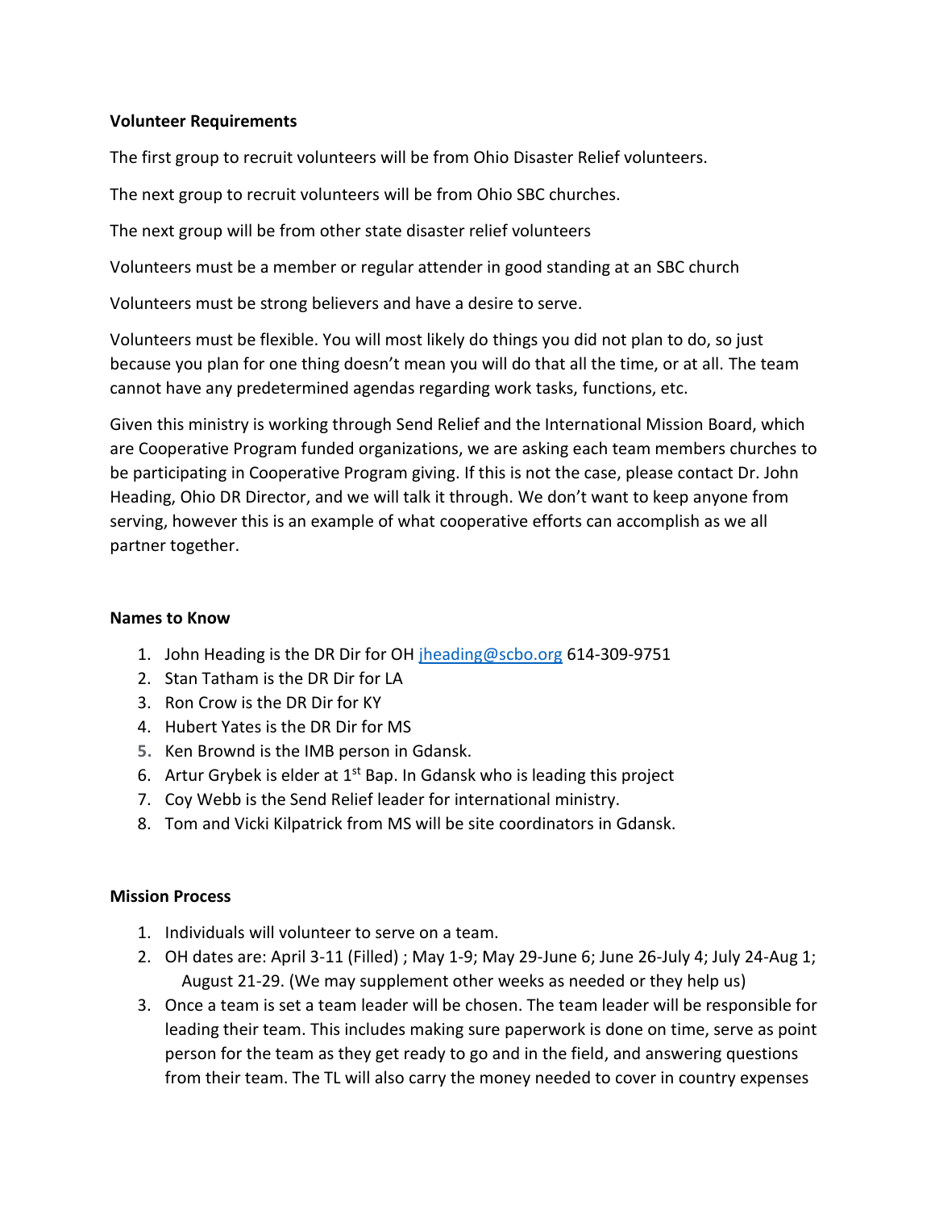**Volunteer Requirements**

The first group to recruit volunteers will be from Ohio Disaster Relief volunteers.

The next group to recruit volunteers will be from Ohio SBC churches.

The next group will be from other state disaster relief volunteers

Volunteers must be a member or regular attender in good standing at an SBC church

Volunteers must be strong believers and have a desire to serve.

Volunteers must be flexible. You will most likely do things you did not plan to do, so just because you plan for one thing doesn't mean you will do that all the time, or at all. The team cannot have any predetermined agendas regarding work tasks, functions, etc.

Given this ministry is working through Send Relief and the International Mission Board, which are Cooperative Program funded organizations, we are asking each team members churches to be participating in Cooperative Program giving. If this is not the case, please contact Dr. John Heading, Ohio DR Director, and we will talk it through. We don't want to keep anyone from serving, however this is an example of what cooperative efforts can accomplish as we all partner together.

**Names to Know**

1. John Heading is the DR Dir for OH jheading@scbo.org 614-309-9751
2. Stan Tatham is the DR Dir for LA
3. Ron Crow is the DR Dir for KY
4. Hubert Yates is the DR Dir for MS
5. Ken Brownd is the IMB person in Gdansk.
6. Artur Grybek is elder at 1st Bap. In Gdansk who is leading this project
7. Coy Webb is the Send Relief leader for international ministry.
8. Tom and Vicki Kilpatrick from MS will be site coordinators in Gdansk.

**Mission Process**

1. Individuals will volunteer to serve on a team.
2. OH dates are: April 3-11 (Filled) ; May 1-9; May 29-June 6; June 26-July 4; July 24-Aug 1; August 21-29. (We may supplement other weeks as needed or they help us)
3. Once a team is set a team leader will be chosen. The team leader will be responsible for leading their team. This includes making sure paperwork is done on time, serve as point person for the team as they get ready to go and in the field, and answering questions from their team. The TL will also carry the money needed to cover in country expenses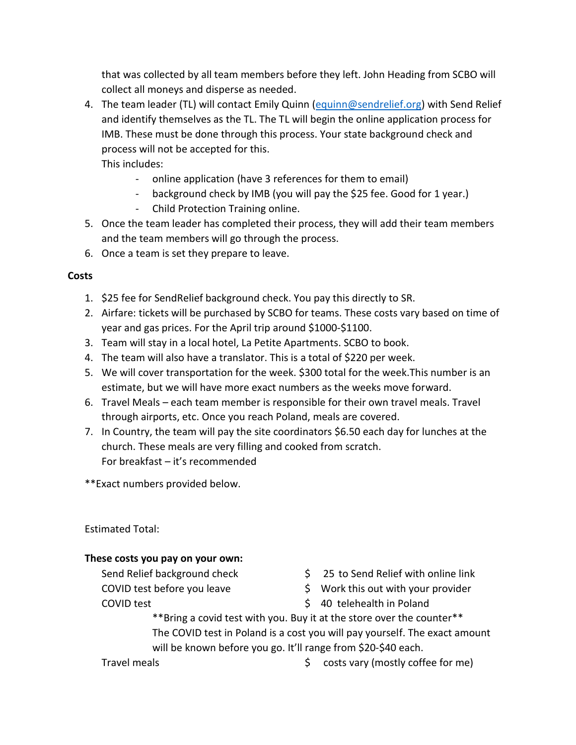that was collected by all team members before they left. John Heading from SCBO will collect all moneys and disperse as needed.

4. The team leader (TL) will contact Emily Quinn (equinn@sendrelief.org) with Send Relief and identify themselves as the TL. The TL will begin the online application process for IMB. These must be done through this process. Your state background check and process will not be accepted for this.
   This includes:
   - online application (have 3 references for them to email)
   - background check by IMB (you will pay the $25 fee. Good for 1 year.)
   - Child Protection Training online.
5. Once the team leader has completed their process, they will add their team members and the team members will go through the process.
6. Once a team is set they prepare to leave.

**Costs**

1. $25 fee for SendRelief background check. You pay this directly to SR.
2. Airfare: tickets will be purchased by SCBO for teams. These costs vary based on time of year and gas prices. For the April trip around $1000-$1100.
3. Team will stay in a local hotel, La Petite Apartments. SCBO to book.
4. The team will also have a translator. This is a total of $220 per week.
5. We will cover transportation for the week. $300 total for the week.This number is an estimate, but we will have more exact numbers as the weeks move forward.
6. Travel Meals – each team member is responsible for their own travel meals. Travel through airports, etc. Once you reach Poland, meals are covered.
7. In Country, the team will pay the site coordinators $6.50 each day for lunches at the church. These meals are very filling and cooked from scratch.
   For breakfast – it's recommended

**Exact numbers provided below.

Estimated Total:

**These costs you pay on your own:**

| | |
|---|---|
| Send Relief background check | $ 25 to Send Relief with online link |
| COVID test before you leave | $ Work this out with your provider |
| COVID test | $ 40 telehealth in Poland |

**Bring a covid test with you. Buy it at the store over the counter**
The COVID test in Poland is a cost you will pay yourself. The exact amount will be known before you go. It'll range from $20-$40 each.

| | |
|---|---|
| Travel meals | $ costs vary (mostly coffee for me) |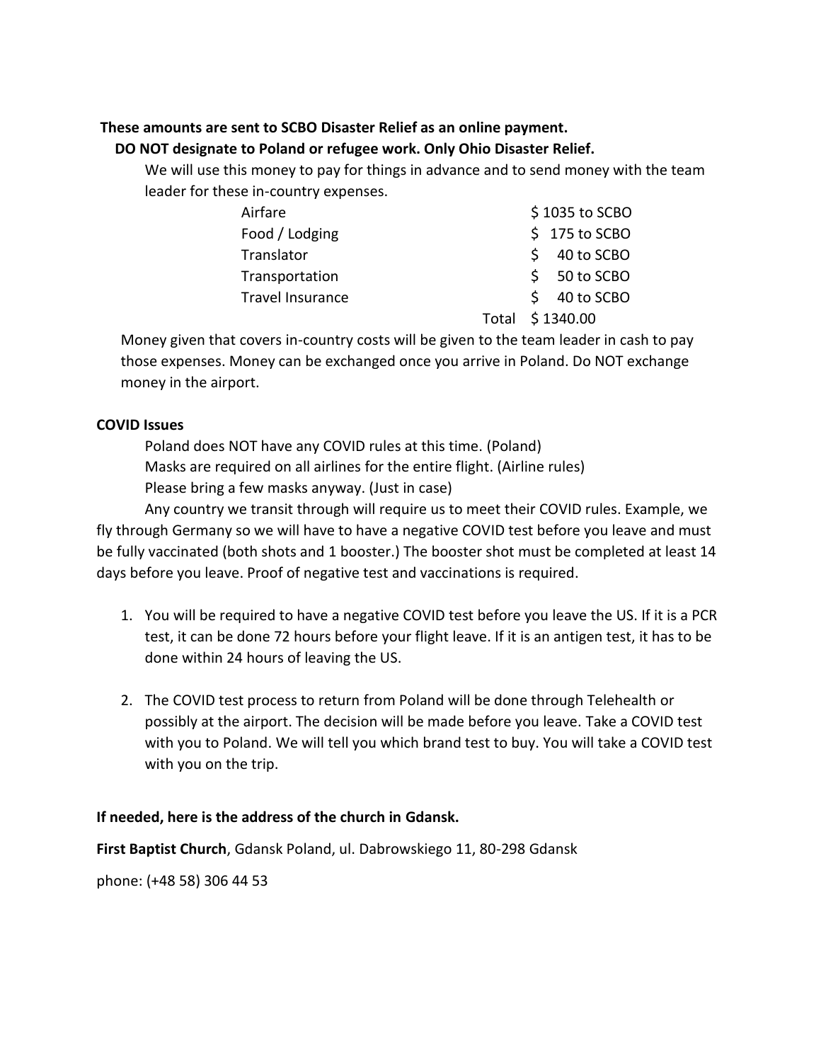**These amounts are sent to SCBO Disaster Relief as an online payment.**

**DO NOT designate to Poland or refugee work. Only Ohio Disaster Relief.**

We will use this money to pay for things in advance and to send money with the team leader for these in-country expenses.

| | |
|---|---|
| Airfare | $ 1035 to SCBO |
| Food / Lodging | $ 175 to SCBO |
| Translator | $ 40 to SCBO |
| Transportation | $ 50 to SCBO |
| Travel Insurance | $ 40 to SCBO |
| Total | $ 1340.00 |

Money given that covers in-country costs will be given to the team leader in cash to pay those expenses. Money can be exchanged once you arrive in Poland. Do NOT exchange money in the airport.

**COVID Issues**

Poland does NOT have any COVID rules at this time. (Poland)

Masks are required on all airlines for the entire flight. (Airline rules)

Please bring a few masks anyway. (Just in case)

Any country we transit through will require us to meet their COVID rules. Example, we fly through Germany so we will have to have a negative COVID test before you leave and must be fully vaccinated (both shots and 1 booster.) The booster shot must be completed at least 14 days before you leave. Proof of negative test and vaccinations is required.

1. You will be required to have a negative COVID test before you leave the US. If it is a PCR test, it can be done 72 hours before your flight leave. If it is an antigen test, it has to be done within 24 hours of leaving the US.

2. The COVID test process to return from Poland will be done through Telehealth or possibly at the airport. The decision will be made before you leave. Take a COVID test with you to Poland. We will tell you which brand test to buy. You will take a COVID test with you on the trip.

**If needed, here is the address of the church in Gdansk.**

**First Baptist Church**, Gdansk Poland, ul. Dabrowskiego 11, 80-298 Gdansk

phone: (+48 58) 306 44 53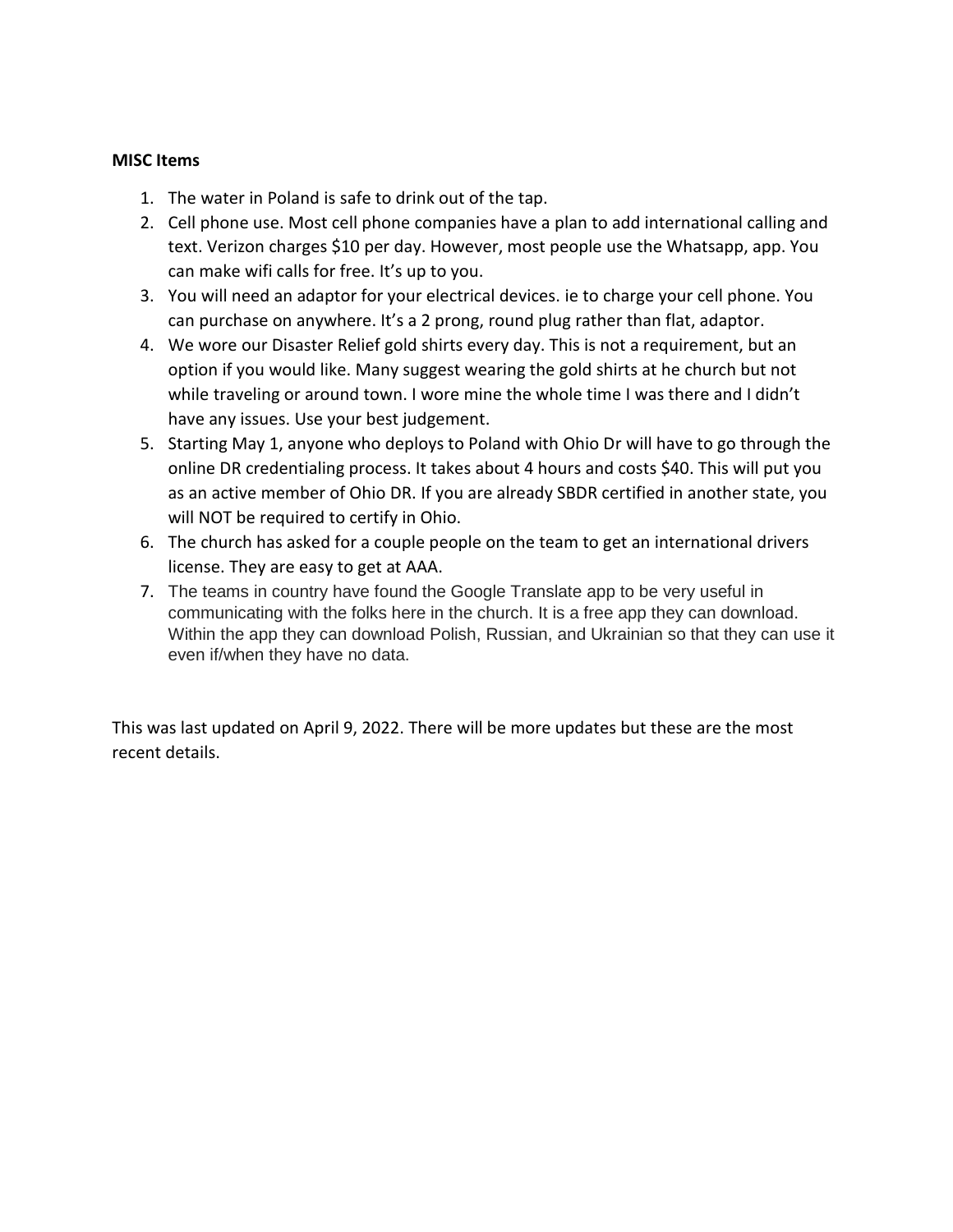**MISC Items**

1. The water in Poland is safe to drink out of the tap.
2. Cell phone use. Most cell phone companies have a plan to add international calling and text. Verizon charges $10 per day. However, most people use the Whatsapp, app. You can make wifi calls for free. It's up to you.
3. You will need an adaptor for your electrical devices. ie to charge your cell phone. You can purchase on anywhere. It's a 2 prong, round plug rather than flat, adaptor.
4. We wore our Disaster Relief gold shirts every day. This is not a requirement, but an option if you would like. Many suggest wearing the gold shirts at he church but not while traveling or around town. I wore mine the whole time I was there and I didn't have any issues. Use your best judgement.
5. Starting May 1, anyone who deploys to Poland with Ohio Dr will have to go through the online DR credentialing process. It takes about 4 hours and costs $40. This will put you as an active member of Ohio DR. If you are already SBDR certified in another state, you will NOT be required to certify in Ohio.
6. The church has asked for a couple people on the team to get an international drivers license. They are easy to get at AAA.
7. The teams in country have found the Google Translate app to be very useful in communicating with the folks here in the church. It is a free app they can download. Within the app they can download Polish, Russian, and Ukrainian so that they can use it even if/when they have no data.

This was last updated on April 9, 2022. There will be more updates but these are the most recent details.